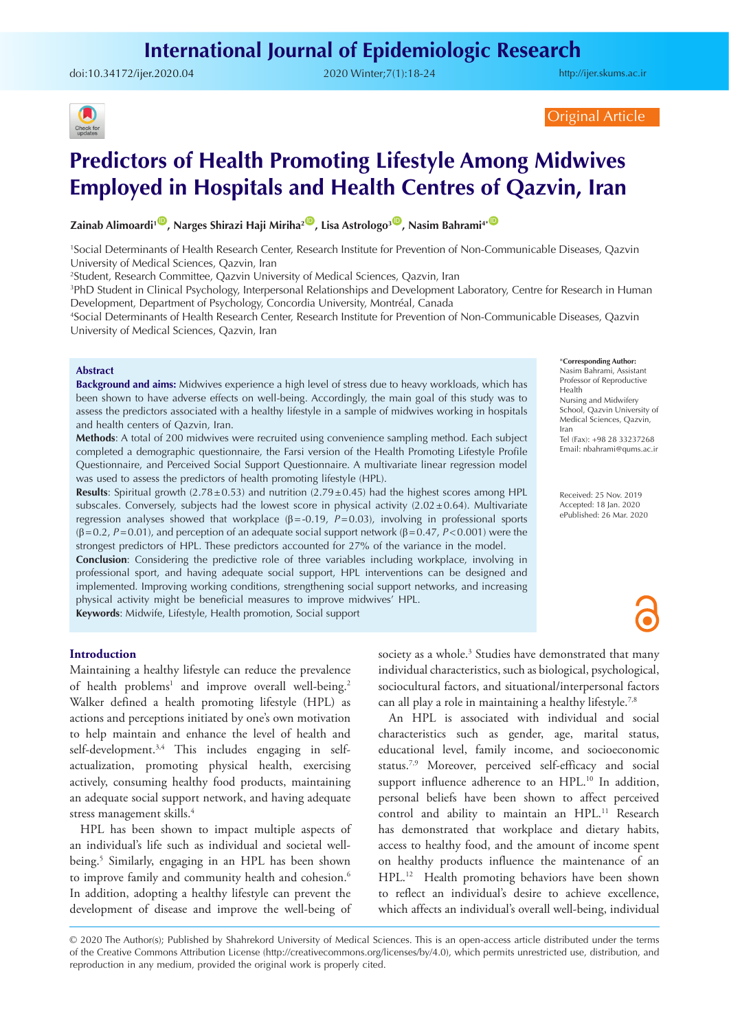Original Article

# Predictors of Health Promoting Lifestyle Among Midwives Employed in Hospitals and Health Centres of Qazvin, Iran

**Zainab Alimoardi[1], Narges Shirazi Haji Miriha[2], Lisa Astrologo[3], Nasim Bahrami[4*]**

[1]Social Determinants of Health Research Center, Research Institute for Prevention of Non-Communicable Diseases, Qazvin University of Medical Sciences, Qazvin, Iran
[2]Student, Research Committee, Qazvin University of Medical Sciences, Qazvin, Iran
[3]PhD Student in Clinical Psychology, Interpersonal Relationships and Development Laboratory, Centre for Research in Human Development, Department of Psychology, Concordia University, Montréal, Canada
[4]Social Determinants of Health Research Center, Research Institute for Prevention of Non-Communicable Diseases, Qazvin University of Medical Sciences, Qazvin, Iran

## Abstract

**Background and aims:** Midwives experience a high level of stress due to heavy workloads, which has been shown to have adverse effects on well-being. Accordingly, the main goal of this study was to assess the predictors associated with a healthy lifestyle in a sample of midwives working in hospitals and health centers of Qazvin, Iran.

**Methods**: A total of 200 midwives were recruited using convenience sampling method. Each subject completed a demographic questionnaire, the Farsi version of the Health Promoting Lifestyle Profile Questionnaire, and Perceived Social Support Questionnaire. A multivariate linear regression model was used to assess the predictors of health promoting lifestyle (HPL).

**Results**: Spiritual growth ($2.78 \pm 0.53$) and nutrition ($2.79 \pm 0.45$) had the highest scores among HPL subscales. Conversely, subjects had the lowest score in physical activity ($2.02 \pm 0.64$). Multivariate regression analyses showed that workplace ($\beta = -0.19$, $P = 0.03$), involving in professional sports ($\beta = 0.2$, $P = 0.01$), and perception of an adequate social support network ($\beta = 0.47$, $P < 0.001$) were the strongest predictors of HPL. These predictors accounted for 27% of the variance in the model.

**Conclusion**: Considering the predictive role of three variables including workplace, involving in professional sport, and having adequate social support, HPL interventions can be designed and implemented. Improving working conditions, strengthening social support networks, and increasing physical activity might be beneficial measures to improve midwives' HPL.

**Keywords**: Midwife, Lifestyle, Health promotion, Social support

\*Corresponding Author:
Nasim Bahrami, Assistant Professor of Reproductive Health
Nursing and Midwifery School, Qazvin University of Medical Sciences, Qazvin, Iran
Tel (Fax): +98 28 33237268
Email: nbahrami@qums.ac.ir

Received: 25 Nov. 2019
Accepted: 18 Jan. 2020
ePublished: 26 Mar. 2020

## Introduction

Maintaining a healthy lifestyle can reduce the prevalence of health problems[1] and improve overall well-being.[2] Walker defined a health promoting lifestyle (HPL) as actions and perceptions initiated by one's own motivation to help maintain and enhance the level of health and self-development.[3,4] This includes engaging in self-actualization, promoting physical health, exercising actively, consuming healthy food products, maintaining an adequate social support network, and having adequate stress management skills.[4]

HPL has been shown to impact multiple aspects of an individual's life such as individual and societal well-being.[5] Similarly, engaging in an HPL has been shown to improve family and community health and cohesion.[6] In addition, adopting a healthy lifestyle can prevent the development of disease and improve the well-being of society as a whole.[3] Studies have demonstrated that many individual characteristics, such as biological, psychological, sociocultural factors, and situational/interpersonal factors can all play a role in maintaining a healthy lifestyle.[7,8]

An HPL is associated with individual and social characteristics such as gender, age, marital status, educational level, family income, and socioeconomic status.[7,9] Moreover, perceived self-efficacy and social support influence adherence to an HPL.[10] In addition, personal beliefs have been shown to affect perceived control and ability to maintain an HPL.[11] Research has demonstrated that workplace and dietary habits, access to healthy food, and the amount of income spent on healthy products influence the maintenance of an HPL.[12] Health promoting behaviors have been shown to reflect an individual's desire to achieve excellence, which affects an individual's overall well-being, individual

© 2020 The Author(s); Published by Shahrekord University of Medical Sciences. This is an open-access article distributed under the terms of the Creative Commons Attribution License (http://creativecommons.org/licenses/by/4.0), which permits unrestricted use, distribution, and reproduction in any medium, provided the original work is properly cited.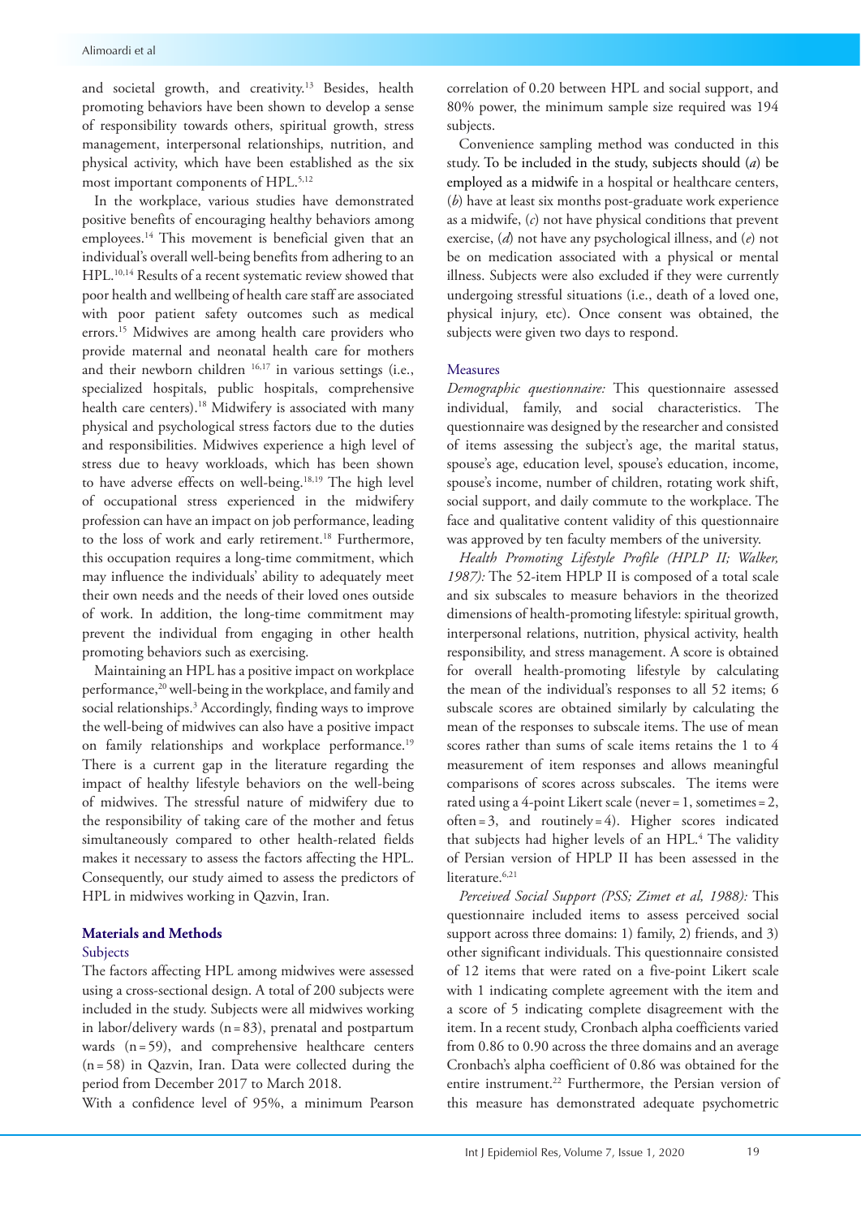and societal growth, and creativity.[13] Besides, health promoting behaviors have been shown to develop a sense of responsibility towards others, spiritual growth, stress management, interpersonal relationships, nutrition, and physical activity, which have been established as the six most important components of HPL.[5,12]

In the workplace, various studies have demonstrated positive benefits of encouraging healthy behaviors among employees.[14] This movement is beneficial given that an individual's overall well-being benefits from adhering to an HPL.[10,14] Results of a recent systematic review showed that poor health and wellbeing of health care staff are associated with poor patient safety outcomes such as medical errors.[15] Midwives are among health care providers who provide maternal and neonatal health care for mothers and their newborn children [16,17] in various settings (i.e., specialized hospitals, public hospitals, comprehensive health care centers).[18] Midwifery is associated with many physical and psychological stress factors due to the duties and responsibilities. Midwives experience a high level of stress due to heavy workloads, which has been shown to have adverse effects on well-being.[18,19] The high level of occupational stress experienced in the midwifery profession can have an impact on job performance, leading to the loss of work and early retirement.[18] Furthermore, this occupation requires a long-time commitment, which may influence the individuals' ability to adequately meet their own needs and the needs of their loved ones outside of work. In addition, the long-time commitment may prevent the individual from engaging in other health promoting behaviors such as exercising.

Maintaining an HPL has a positive impact on workplace performance,[20] well-being in the workplace, and family and social relationships.[3] Accordingly, finding ways to improve the well-being of midwives can also have a positive impact on family relationships and workplace performance.[19] There is a current gap in the literature regarding the impact of healthy lifestyle behaviors on the well-being of midwives. The stressful nature of midwifery due to the responsibility of taking care of the mother and fetus simultaneously compared to other health-related fields makes it necessary to assess the factors affecting the HPL. Consequently, our study aimed to assess the predictors of HPL in midwives working in Qazvin, Iran.

## Materials and Methods

### Subjects

The factors affecting HPL among midwives were assessed using a cross-sectional design. A total of 200 subjects were included in the study. Subjects were all midwives working in labor/delivery wards (n = 83), prenatal and postpartum wards (n = 59), and comprehensive healthcare centers (n = 58) in Qazvin, Iran. Data were collected during the period from December 2017 to March 2018.

With a confidence level of 95%, a minimum Pearson correlation of 0.20 between HPL and social support, and 80% power, the minimum sample size required was 194 subjects.

Convenience sampling method was conducted in this study. To be included in the study, subjects should (*a*) be employed as a midwife in a hospital or healthcare centers, (*b*) have at least six months post-graduate work experience as a midwife, (*c*) not have physical conditions that prevent exercise, (*d*) not have any psychological illness, and (*e*) not be on medication associated with a physical or mental illness. Subjects were also excluded if they were currently undergoing stressful situations (i.e., death of a loved one, physical injury, etc). Once consent was obtained, the subjects were given two days to respond.

### Measures

*Demographic questionnaire:* This questionnaire assessed individual, family, and social characteristics. The questionnaire was designed by the researcher and consisted of items assessing the subject's age, the marital status, spouse's age, education level, spouse's education, income, spouse's income, number of children, rotating work shift, social support, and daily commute to the workplace. The face and qualitative content validity of this questionnaire was approved by ten faculty members of the university.

*Health Promoting Lifestyle Profile (HPLP II; Walker, 1987):* The 52-item HPLP II is composed of a total scale and six subscales to measure behaviors in the theorized dimensions of health-promoting lifestyle: spiritual growth, interpersonal relations, nutrition, physical activity, health responsibility, and stress management. A score is obtained for overall health-promoting lifestyle by calculating the mean of the individual's responses to all 52 items; 6 subscale scores are obtained similarly by calculating the mean of the responses to subscale items. The use of mean scores rather than sums of scale items retains the 1 to 4 measurement of item responses and allows meaningful comparisons of scores across subscales. The items were rated using a 4-point Likert scale (never = 1, sometimes = 2, often = 3, and routinely = 4). Higher scores indicated that subjects had higher levels of an HPL.[4] The validity of Persian version of HPLP II has been assessed in the literature.[6,21]

*Perceived Social Support (PSS; Zimet et al, 1988):* This questionnaire included items to assess perceived social support across three domains: 1) family, 2) friends, and 3) other significant individuals. This questionnaire consisted of 12 items that were rated on a five-point Likert scale with 1 indicating complete agreement with the item and a score of 5 indicating complete disagreement with the item. In a recent study, Cronbach alpha coefficients varied from 0.86 to 0.90 across the three domains and an average Cronbach's alpha coefficient of 0.86 was obtained for the entire instrument.[22] Furthermore, the Persian version of this measure has demonstrated adequate psychometric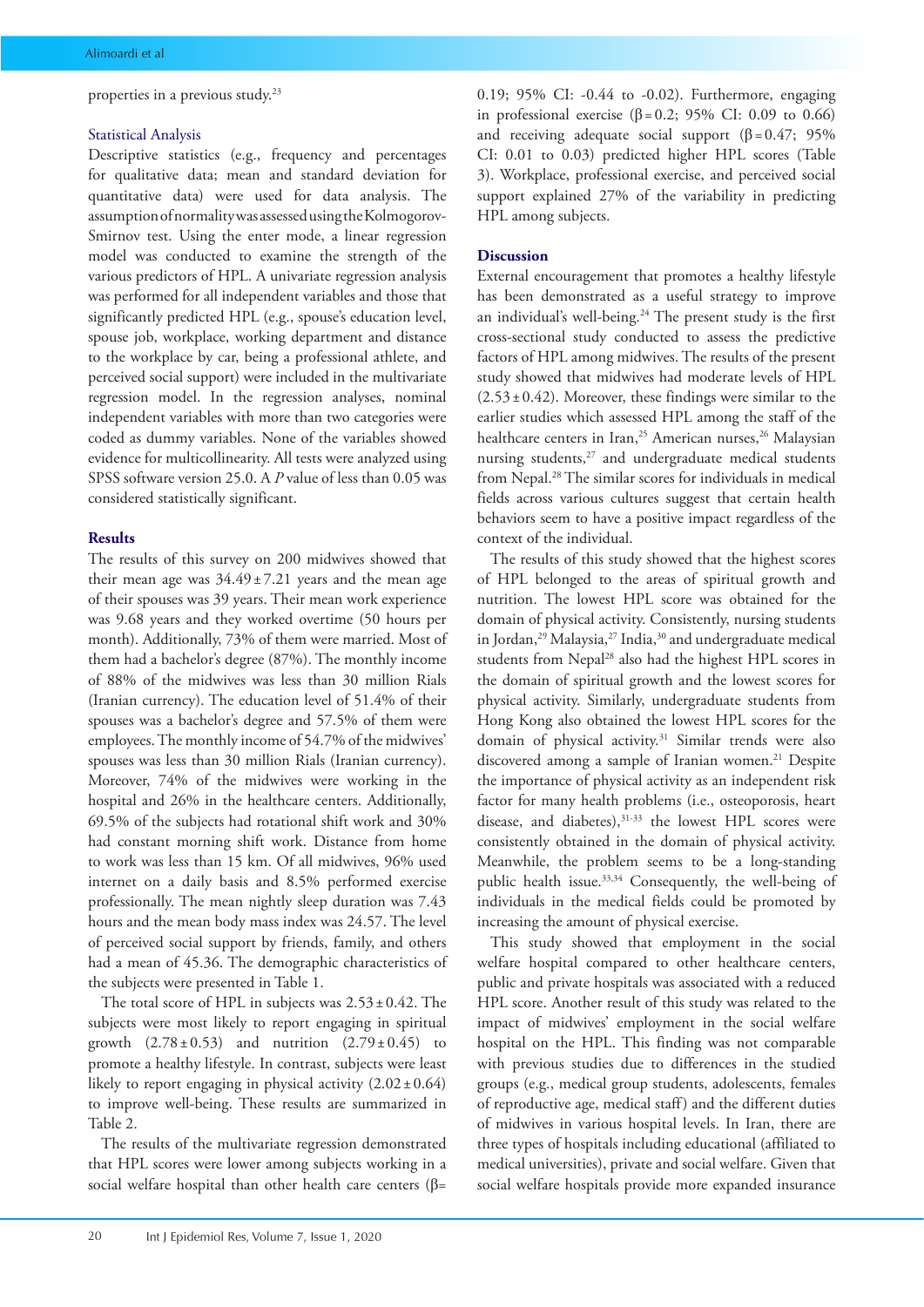properties in a previous study.[23]

### Statistical Analysis

Descriptive statistics (e.g., frequency and percentages for qualitative data; mean and standard deviation for quantitative data) were used for data analysis. The assumption of normality was assessed using the Kolmogorov-Smirnov test. Using the enter mode, a linear regression model was conducted to examine the strength of the various predictors of HPL. A univariate regression analysis was performed for all independent variables and those that significantly predicted HPL (e.g., spouse's education level, spouse job, workplace, working department and distance to the workplace by car, being a professional athlete, and perceived social support) were included in the multivariate regression model. In the regression analyses, nominal independent variables with more than two categories were coded as dummy variables. None of the variables showed evidence for multicollinearity. All tests were analyzed using SPSS software version 25.0. A *P* value of less than 0.05 was considered statistically significant.

## Results

The results of this survey on 200 midwives showed that their mean age was 34.49 ± 7.21 years and the mean age of their spouses was 39 years. Their mean work experience was 9.68 years and they worked overtime (50 hours per month). Additionally, 73% of them were married. Most of them had a bachelor's degree (87%). The monthly income of 88% of the midwives was less than 30 million Rials (Iranian currency). The education level of 51.4% of their spouses was a bachelor's degree and 57.5% of them were employees. The monthly income of 54.7% of the midwives' spouses was less than 30 million Rials (Iranian currency). Moreover, 74% of the midwives were working in the hospital and 26% in the healthcare centers. Additionally, 69.5% of the subjects had rotational shift work and 30% had constant morning shift work. Distance from home to work was less than 15 km. Of all midwives, 96% used internet on a daily basis and 8.5% performed exercise professionally. The mean nightly sleep duration was 7.43 hours and the mean body mass index was 24.57. The level of perceived social support by friends, family, and others had a mean of 45.36. The demographic characteristics of the subjects were presented in Table 1.

The total score of HPL in subjects was 2.53 ± 0.42. The subjects were most likely to report engaging in spiritual growth (2.78 ± 0.53) and nutrition (2.79 ± 0.45) to promote a healthy lifestyle. In contrast, subjects were least likely to report engaging in physical activity (2.02 ± 0.64) to improve well-being. These results are summarized in Table 2.

The results of the multivariate regression demonstrated that HPL scores were lower among subjects working in a social welfare hospital than other health care centers (β= 0.19; 95% CI: -0.44 to -0.02). Furthermore, engaging in professional exercise (β = 0.2; 95% CI: 0.09 to 0.66) and receiving adequate social support (β = 0.47; 95% CI: 0.01 to 0.03) predicted higher HPL scores (Table 3). Workplace, professional exercise, and perceived social support explained 27% of the variability in predicting HPL among subjects.

## Discussion

External encouragement that promotes a healthy lifestyle has been demonstrated as a useful strategy to improve an individual's well-being.[24] The present study is the first cross-sectional study conducted to assess the predictive factors of HPL among midwives. The results of the present study showed that midwives had moderate levels of HPL (2.53 ± 0.42). Moreover, these findings were similar to the earlier studies which assessed HPL among the staff of the healthcare centers in Iran,[25] American nurses,[26] Malaysian nursing students,[27] and undergraduate medical students from Nepal.[28] The similar scores for individuals in medical fields across various cultures suggest that certain health behaviors seem to have a positive impact regardless of the context of the individual.

The results of this study showed that the highest scores of HPL belonged to the areas of spiritual growth and nutrition. The lowest HPL score was obtained for the domain of physical activity. Consistently, nursing students in Jordan,[29] Malaysia,[27] India,[30] and undergraduate medical students from Nepal[28] also had the highest HPL scores in the domain of spiritual growth and the lowest scores for physical activity. Similarly, undergraduate students from Hong Kong also obtained the lowest HPL scores for the domain of physical activity.[31] Similar trends were also discovered among a sample of Iranian women.[21] Despite the importance of physical activity as an independent risk factor for many health problems (i.e., osteoporosis, heart disease, and diabetes),[31-33] the lowest HPL scores were consistently obtained in the domain of physical activity. Meanwhile, the problem seems to be a long-standing public health issue.[33,34] Consequently, the well-being of individuals in the medical fields could be promoted by increasing the amount of physical exercise.

This study showed that employment in the social welfare hospital compared to other healthcare centers, public and private hospitals was associated with a reduced HPL score. Another result of this study was related to the impact of midwives' employment in the social welfare hospital on the HPL. This finding was not comparable with previous studies due to differences in the studied groups (e.g., medical group students, adolescents, females of reproductive age, medical staff) and the different duties of midwives in various hospital levels. In Iran, there are three types of hospitals including educational (affiliated to medical universities), private and social welfare. Given that social welfare hospitals provide more expanded insurance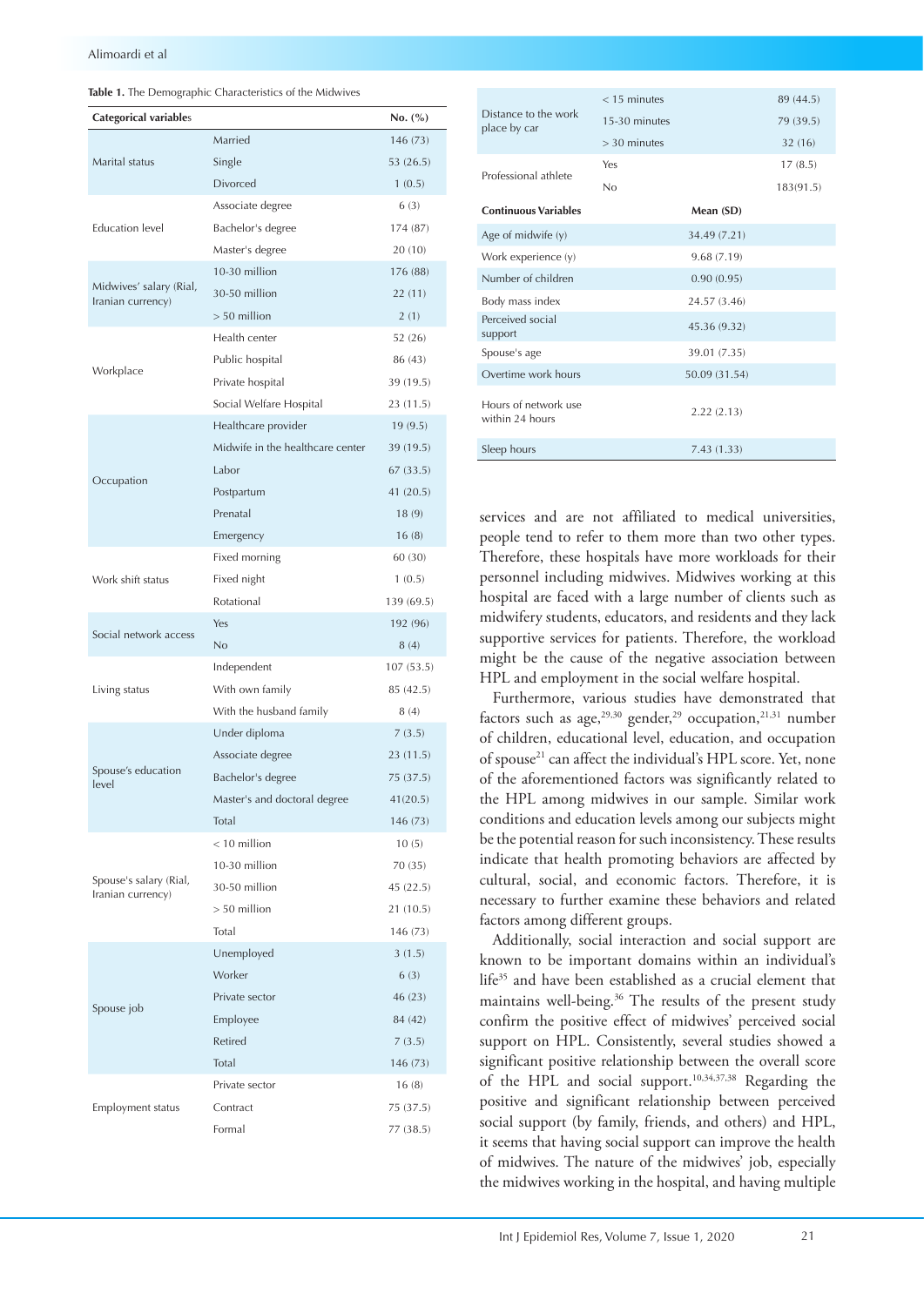**Table 1.** The Demographic Characteristics of the Midwives

| Categorical variables | | No. (%) |
|---|---|---|
| Marital status | Married | 146 (73) |
| | Single | 53 (26.5) |
| | Divorced | 1 (0.5) |
| Education level | Associate degree | 6 (3) |
| | Bachelor's degree | 174 (87) |
| | Master's degree | 20 (10) |
| Midwives' salary (Rial, Iranian currency) | 10-30 million | 176 (88) |
| | 30-50 million | 22 (11) |
| | > 50 million | 2 (1) |
| Workplace | Health center | 52 (26) |
| | Public hospital | 86 (43) |
| | Private hospital | 39 (19.5) |
| | Social Welfare Hospital | 23 (11.5) |
| Occupation | Healthcare provider | 19 (9.5) |
| | Midwife in the healthcare center | 39 (19.5) |
| | Labor | 67 (33.5) |
| | Postpartum | 41 (20.5) |
| | Prenatal | 18 (9) |
| | Emergency | 16 (8) |
| Work shift status | Fixed morning | 60 (30) |
| | Fixed night | 1 (0.5) |
| | Rotational | 139 (69.5) |
| Social network access | Yes | 192 (96) |
| | No | 8 (4) |
| Living status | Independent | 107 (53.5) |
| | With own family | 85 (42.5) |
| | With the husband family | 8 (4) |
| Spouse's education level | Under diploma | 7 (3.5) |
| | Associate degree | 23 (11.5) |
| | Bachelor's degree | 75 (37.5) |
| | Master's and doctoral degree | 41(20.5) |
| | Total | 146 (73) |
| Spouse's salary (Rial, Iranian currency) | < 10 million | 10 (5) |
| | 10-30 million | 70 (35) |
| | 30-50 million | 45 (22.5) |
| | > 50 million | 21 (10.5) |
| | Total | 146 (73) |
| Spouse job | Unemployed | 3 (1.5) |
| | Worker | 6 (3) |
| | Private sector | 46 (23) |
| | Employee | 84 (42) |
| | Retired | 7 (3.5) |
| | Total | 146 (73) |
| Employment status | Private sector | 16 (8) |
| | Contract | 75 (37.5) |
| | Formal | 77 (38.5) |
| Distance to the work place by car | < 15 minutes | 89 (44.5) |
| | 15-30 minutes | 79 (39.5) |
| | > 30 minutes | 32 (16) |
| Professional athlete | Yes | 17 (8.5) |
| | No | 183(91.5) |
| **Continuous Variables** | **Mean (SD)** | |
| Age of midwife (y) | 34.49 (7.21) | |
| Work experience (y) | 9.68 (7.19) | |
| Number of children | 0.90 (0.95) | |
| Body mass index | 24.57 (3.46) | |
| Perceived social support | 45.36 (9.32) | |
| Spouse's age | 39.01 (7.35) | |
| Overtime work hours | 50.09 (31.54) | |
| Hours of network use within 24 hours | 2.22 (2.13) | |
| Sleep hours | 7.43 (1.33) | |

services and are not affiliated to medical universities, people tend to refer to them more than two other types. Therefore, these hospitals have more workloads for their personnel including midwives. Midwives working at this hospital are faced with a large number of clients such as midwifery students, educators, and residents and they lack supportive services for patients. Therefore, the workload might be the cause of the negative association between HPL and employment in the social welfare hospital.

Furthermore, various studies have demonstrated that factors such as age,[29,30] gender,[29] occupation,[21,31] number of children, educational level, education, and occupation of spouse[21] can affect the individual's HPL score. Yet, none of the aforementioned factors was significantly related to the HPL among midwives in our sample. Similar work conditions and education levels among our subjects might be the potential reason for such inconsistency. These results indicate that health promoting behaviors are affected by cultural, social, and economic factors. Therefore, it is necessary to further examine these behaviors and related factors among different groups.

Additionally, social interaction and social support are known to be important domains within an individual's life[35] and have been established as a crucial element that maintains well-being.[36] The results of the present study confirm the positive effect of midwives' perceived social support on HPL. Consistently, several studies showed a significant positive relationship between the overall score of the HPL and social support.[10,34,37,38] Regarding the positive and significant relationship between perceived social support (by family, friends, and others) and HPL, it seems that having social support can improve the health of midwives. The nature of the midwives' job, especially the midwives working in the hospital, and having multiple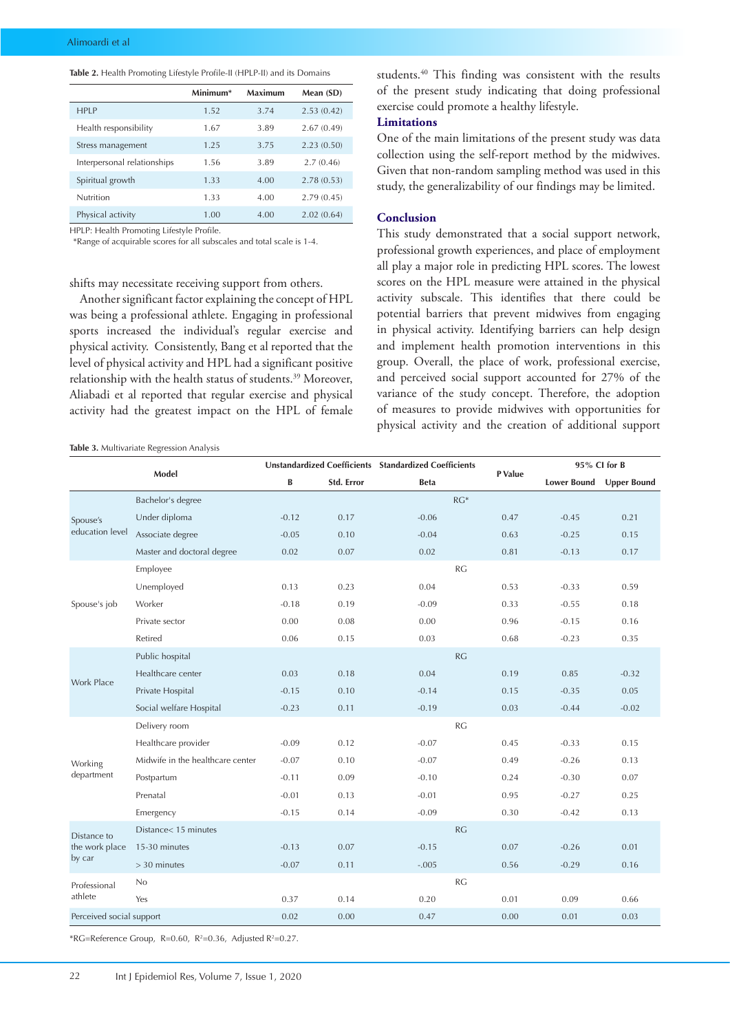**Table 2.** Health Promoting Lifestyle Profile-II (HPLP-II) and its Domains

| | Minimum* | Maximum | Mean (SD) |
|---|---|---|---|
| HPLP | 1.52 | 3.74 | 2.53 (0.42) |
| Health responsibility | 1.67 | 3.89 | 2.67 (0.49) |
| Stress management | 1.25 | 3.75 | 2.23 (0.50) |
| Interpersonal relationships | 1.56 | 3.89 | 2.7 (0.46) |
| Spiritual growth | 1.33 | 4.00 | 2.78 (0.53) |
| Nutrition | 1.33 | 4.00 | 2.79 (0.45) |
| Physical activity | 1.00 | 4.00 | 2.02 (0.64) |

HPLP: Health Promoting Lifestyle Profile.
*Range of acquirable scores for all subscales and total scale is 1-4.

shifts may necessitate receiving support from others.

Another significant factor explaining the concept of HPL was being a professional athlete. Engaging in professional sports increased the individual's regular exercise and physical activity. Consistently, Bang et al reported that the level of physical activity and HPL had a significant positive relationship with the health status of students.[39] Moreover, Aliabadi et al reported that regular exercise and physical activity had the greatest impact on the HPL of female students.[40] This finding was consistent with the results of the present study indicating that doing professional exercise could promote a healthy lifestyle.

### Limitations

One of the main limitations of the present study was data collection using the self-report method by the midwives. Given that non-random sampling method was used in this study, the generalizability of our findings may be limited.

## Conclusion

This study demonstrated that a social support network, professional growth experiences, and place of employment all play a major role in predicting HPL scores. The lowest scores on the HPL measure were attained in the physical activity subscale. This identifies that there could be potential barriers that prevent midwives from engaging in physical activity. Identifying barriers can help design and implement health promotion interventions in this group. Overall, the place of work, professional exercise, and perceived social support accounted for 27% of the variance of the study concept. Therefore, the adoption of measures to provide midwives with opportunities for physical activity and the creation of additional support

**Table 3.** Multivariate Regression Analysis

| Model | | Unstandardized Coefficients | | Standardized Coefficients | P Value | 95% CI for B | |
|---|---|---|---|---|---|---|---|
| | | B | Std. Error | Beta | | Lower Bound | Upper Bound |
| Spouse's education level | Bachelor's degree | | | RG* | | | |
| | Under diploma | -0.12 | 0.17 | -0.06 | 0.47 | -0.45 | 0.21 |
| | Associate degree | -0.05 | 0.10 | -0.04 | 0.63 | -0.25 | 0.15 |
| | Master and doctoral degree | 0.02 | 0.07 | 0.02 | 0.81 | -0.13 | 0.17 |
| Spouse's job | Employee | | | RG | | | |
| | Unemployed | 0.13 | 0.23 | 0.04 | 0.53 | -0.33 | 0.59 |
| | Worker | -0.18 | 0.19 | -0.09 | 0.33 | -0.55 | 0.18 |
| | Private sector | 0.00 | 0.08 | 0.00 | 0.96 | -0.15 | 0.16 |
| | Retired | 0.06 | 0.15 | 0.03 | 0.68 | -0.23 | 0.35 |
| Work Place | Public hospital | | | RG | | | |
| | Healthcare center | 0.03 | 0.18 | 0.04 | 0.19 | 0.85 | -0.32 |
| | Private Hospital | -0.15 | 0.10 | -0.14 | 0.15 | -0.35 | 0.05 |
| | Social welfare Hospital | -0.23 | 0.11 | -0.19 | 0.03 | -0.44 | -0.02 |
| Working department | Delivery room | | | RG | | | |
| | Healthcare provider | -0.09 | 0.12 | -0.07 | 0.45 | -0.33 | 0.15 |
| | Midwife in the healthcare center | -0.07 | 0.10 | -0.07 | 0.49 | -0.26 | 0.13 |
| | Postpartum | -0.11 | 0.09 | -0.10 | 0.24 | -0.30 | 0.07 |
| | Prenatal | -0.01 | 0.13 | -0.01 | 0.95 | -0.27 | 0.25 |
| | Emergency | -0.15 | 0.14 | -0.09 | 0.30 | -0.42 | 0.13 |
| Distance to the work place by car | Distance< 15 minutes | | | RG | | | |
| | 15-30 minutes | -0.13 | 0.07 | -0.15 | 0.07 | -0.26 | 0.01 |
| | > 30 minutes | -0.07 | 0.11 | -.005 | 0.56 | -0.29 | 0.16 |
| Professional athlete | No | | | RG | | | |
| | Yes | 0.37 | 0.14 | 0.20 | 0.01 | 0.09 | 0.66 |
| Perceived social support | | 0.02 | 0.00 | 0.47 | 0.00 | 0.01 | 0.03 |

*RG=Reference Group, R=0.60, $R^2$=0.36, Adjusted $R^2$=0.27.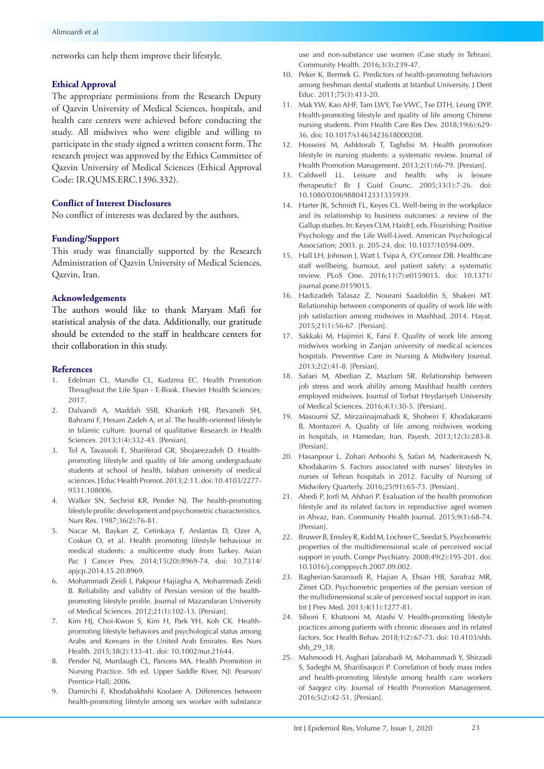networks can help them improve their lifestyle.

## Ethical Approval

The appropriate permissions from the Research Deputy of Qazvin University of Medical Sciences, hospitals, and health care centers were achieved before conducting the study. All midwives who were eligible and willing to participate in the study signed a written consent form. The research project was approved by the Ethics Committee of Qazvin University of Medical Sciences (Ethical Approval Code: IR.QUMS.ERC.1396.332).

## Conflict of Interest Disclosures

No conflict of interests was declared by the authors.

## Funding/Support

This study was financially supported by the Research Administration of Qazvin University of Medical Sciences, Qazvin, Iran.

## Acknowledgements

The authors would like to thank Maryam Mafi for statistical analysis of the data. Additionally, our gratitude should be extended to the staff in healthcare centers for their collaboration in this study.

## References

1. Edelman CL, Mandle CL, Kudzma EC. Health Promotion Throughout the Life Span - E-Book. Elsevier Health Sciences; 2017.
2. Dalvandi A, Maddah SSB, Khankeh HR, Parvaneh SH, Bahrami F, Hesam Zadeh A, et al. The health-oriented lifestyle in Islamic culture. Journal of qualitative Research in Health Sciences. 2013;1(4):332-43. [Persian].
3. Tol A, Tavassoli E, Shariferad GR, Shojaeezadeh D. Health-promoting lifestyle and quality of life among undergraduate students at school of health, Isfahan university of medical sciences. J Educ Health Promot. 2013;2:11. doi: 10.4103/2277-9531.108006.
4. Walker SN, Sechrist KR, Pender NJ. The health-promoting lifestyle profile: development and psychometric characteristics. Nurs Res. 1987;36(2):76-81.
5. Nacar M, Baykan Z, Cetinkaya F, Arslantas D, Ozer A, Coskun O, et al. Health promoting lifestyle behaviour in medical students: a multicentre study from Turkey. Asian Pac J Cancer Prev. 2014;15(20):8969-74. doi: 10.7314/apjcp.2014.15.20.8969.
6. Mohammadi Zeidi I, Pakpour Hajiagha A, Mohammadi Zeidi B. Reliability and validity of Persian version of the health-promoting lifestyle profile. Journal of Mazandaran University of Medical Sciences. 2012;21(1):102-13. [Persian].
7. Kim HJ, Choi-Kwon S, Kim H, Park YH, Koh CK. Health-promoting lifestyle behaviors and psychological status among Arabs and Koreans in the United Arab Emirates. Res Nurs Health. 2015;38(2):133-41. doi: 10.1002/nur.21644.
8. Pender NJ, Murdaugh CL, Parsons MA. Health Promotion in Nursing Practice. 5th ed. Upper Saddle River, NJ: Pearson/Prentice Hall; 2006.
9. Damirchi F, Khodabakhshi Koolaee A. Differences between health-promoting lifestyle among sex worker with substance use and non-substance use women (Case study in Tehran). Community Health. 2016;3(3):239-47.
10. Peker K, Bermek G. Predictors of health-promoting behaviors among freshman dental students at Istanbul University. J Dent Educ. 2011;75(3):413-20.
11. Mak YW, Kao AHF, Tam LWY, Tse VWC, Tse DTH, Leung DYP. Health-promoting lifestyle and quality of life among Chinese nursing students. Prim Health Care Res Dev. 2018;19(6):629-36. doi: 10.1017/s1463423618000208.
12. Hosseini M, Ashktorab T, Taghdisi M. Health promotion lifestyle in nursing students: a systematic review. Journal of Health Promotion Management. 2013;2(1):66-79. [Persian].
13. Caldwell LL. Leisure and health: why is leisure therapeutic? Br J Guid Counc. 2005;33(1):7-26. doi: 10.1080/03069880412331335939.
14. Harter JK, Schmidt FL, Keyes CL. Well-being in the workplace and its relationship to business outcomes: a review of the Gallup studies. In: Keyes CLM, Haidt J, eds. Flourishing: Positive Psychology and the Life Well-Lived. American Psychological Association; 2003. p. 205-24. doi: 10.1037/10594-009.
15. Hall LH, Johnson J, Watt I, Tsipa A, O'Connor DB. Healthcare staff wellbeing, burnout, and patient safety: a systematic review. PLoS One. 2016;11(7):e0159015. doi: 10.1371/journal.pone.0159015.
16. Hadizadeh Talasaz Z, Nourani Saadoldin S, Shakeri MT. Relationship between components of quality of work life with job satisfaction among midwives in Mashhad, 2014. Hayat. 2015;21(1):56-67. [Persian].
17. Sakkaki M, Hajimiri K, Farsi F. Quality of work life among midwives working in Zanjan university of medical sciences hospitals. Preventive Care in Nursing & Midwifery Journal. 2013;2(2):41-8. [Persian].
18. Safaei M, Abedian Z, Mazlum SR. Relationship between job stress and work ability among Mashhad health centers employed midwives. Journal of Torbat Heydariyeh University of Medical Sciences. 2016;4(1):30-5. [Persian].
19. Masoumi SZ, Mirzaiinajmabadi K, Shobeiri F, Khodakarami B, Montazeri A. Quality of life among midwives working in hospitals, in Hamedan, Iran. Payesh. 2013;12(3):283-8. [Persian].
20. Hasanpour L, Zohari Anboohi S, Safari M, Naderiravesh N, Khodakarim S. Factors associated with nurses' lifestyles in nurses of Tehran hospitals in 2012. Faculty of Nursing of Midwifery Quarterly. 2016;25(91):65-73. [Persian].
21. Abedi P, Jorfi M, Afshari P. Evaluation of the health promotion lifestyle and its related factors in reproductive aged women in Ahvaz, Iran. Community Health Journal. 2015;9(1):68-74. [Persian].
22. Bruwer B, Emsley R, Kidd M, Lochner C, Seedat S. Psychometric properties of the multidimensional scale of perceived social support in youth. Compr Psychiatry. 2008;49(2):195-201. doi: 10.1016/j.comppsych.2007.09.002.
23. Bagherian-Sararoudi R, Hajian A, Ehsan HB, Sarafraz MR, Zimet GD. Psychometric properties of the persian version of the multidimensional scale of perceived social support in iran. Int J Prev Med. 2013;4(11):1277-81.
24. Siboni F, Khatooni M, Atashi V. Health-promoting lifestyle practices among patients with chronic diseases and its related factors. Soc Health Behav. 2018;1(2):67-73. doi: 10.4103/shb.shb_29_18.
25. Mahmoodi H, Asghari Jafarabadi M, Mohammadi Y, Shirzadi S, Sadeghi M, Sharifisaqezi P. Correlation of body mass index and health-promoting lifestyle among health care workers of Saqqez city. Journal of Health Promotion Management. 2016;5(2):42-51. [Persian].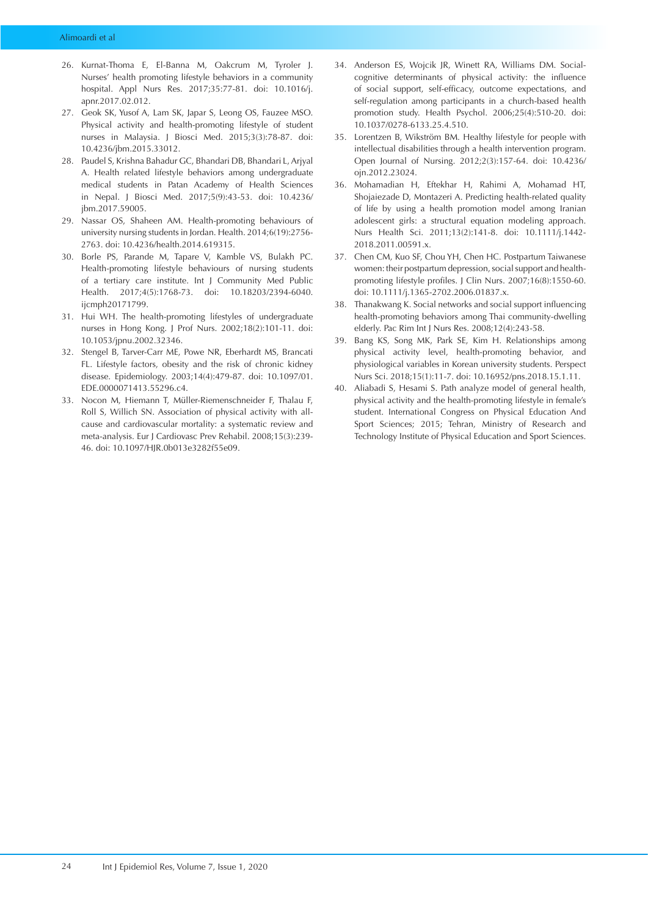26. Kurnat-Thoma E, El-Banna M, Oakcrum M, Tyroler J. Nurses' health promoting lifestyle behaviors in a community hospital. Appl Nurs Res. 2017;35:77-81. doi: 10.1016/j.apnr.2017.02.012.
27. Geok SK, Yusof A, Lam SK, Japar S, Leong OS, Fauzee MSO. Physical activity and health-promoting lifestyle of student nurses in Malaysia. J Biosci Med. 2015;3(3):78-87. doi: 10.4236/jbm.2015.33012.
28. Paudel S, Krishna Bahadur GC, Bhandari DB, Bhandari L, Arjyal A. Health related lifestyle behaviors among undergraduate medical students in Patan Academy of Health Sciences in Nepal. J Biosci Med. 2017;5(9):43-53. doi: 10.4236/jbm.2017.59005.
29. Nassar OS, Shaheen AM. Health-promoting behaviours of university nursing students in Jordan. Health. 2014;6(19):2756-2763. doi: 10.4236/health.2014.619315.
30. Borle PS, Parande M, Tapare V, Kamble VS, Bulakh PC. Health-promoting lifestyle behaviours of nursing students of a tertiary care institute. Int J Community Med Public Health. 2017;4(5):1768-73. doi: 10.18203/2394-6040.ijcmph20171799.
31. Hui WH. The health-promoting lifestyles of undergraduate nurses in Hong Kong. J Prof Nurs. 2002;18(2):101-11. doi: 10.1053/jpnu.2002.32346.
32. Stengel B, Tarver-Carr ME, Powe NR, Eberhardt MS, Brancati FL. Lifestyle factors, obesity and the risk of chronic kidney disease. Epidemiology. 2003;14(4):479-87. doi: 10.1097/01.EDE.0000071413.55296.c4.
33. Nocon M, Hiemann T, Müller-Riemenschneider F, Thalau F, Roll S, Willich SN. Association of physical activity with all-cause and cardiovascular mortality: a systematic review and meta-analysis. Eur J Cardiovasc Prev Rehabil. 2008;15(3):239-46. doi: 10.1097/HJR.0b013e3282f55e09.
34. Anderson ES, Wojcik JR, Winett RA, Williams DM. Social-cognitive determinants of physical activity: the influence of social support, self-efficacy, outcome expectations, and self-regulation among participants in a church-based health promotion study. Health Psychol. 2006;25(4):510-20. doi: 10.1037/0278-6133.25.4.510.
35. Lorentzen B, Wikström BM. Healthy lifestyle for people with intellectual disabilities through a health intervention program. Open Journal of Nursing. 2012;2(3):157-64. doi: 10.4236/ojn.2012.23024.
36. Mohamadian H, Eftekhar H, Rahimi A, Mohamad HT, Shojaiezade D, Montazeri A. Predicting health-related quality of life by using a health promotion model among Iranian adolescent girls: a structural equation modeling approach. Nurs Health Sci. 2011;13(2):141-8. doi: 10.1111/j.1442-2018.2011.00591.x.
37. Chen CM, Kuo SF, Chou YH, Chen HC. Postpartum Taiwanese women: their postpartum depression, social support and health-promoting lifestyle profiles. J Clin Nurs. 2007;16(8):1550-60. doi: 10.1111/j.1365-2702.2006.01837.x.
38. Thanakwang K. Social networks and social support influencing health-promoting behaviors among Thai community-dwelling elderly. Pac Rim Int J Nurs Res. 2008;12(4):243-58.
39. Bang KS, Song MK, Park SE, Kim H. Relationships among physical activity level, health-promoting behavior, and physiological variables in Korean university students. Perspect Nurs Sci. 2018;15(1):11-7. doi: 10.16952/pns.2018.15.1.11.
40. Aliabadi S, Hesami S. Path analyze model of general health, physical activity and the health-promoting lifestyle in female's student. International Congress on Physical Education And Sport Sciences; 2015; Tehran, Ministry of Research and Technology Institute of Physical Education and Sport Sciences.